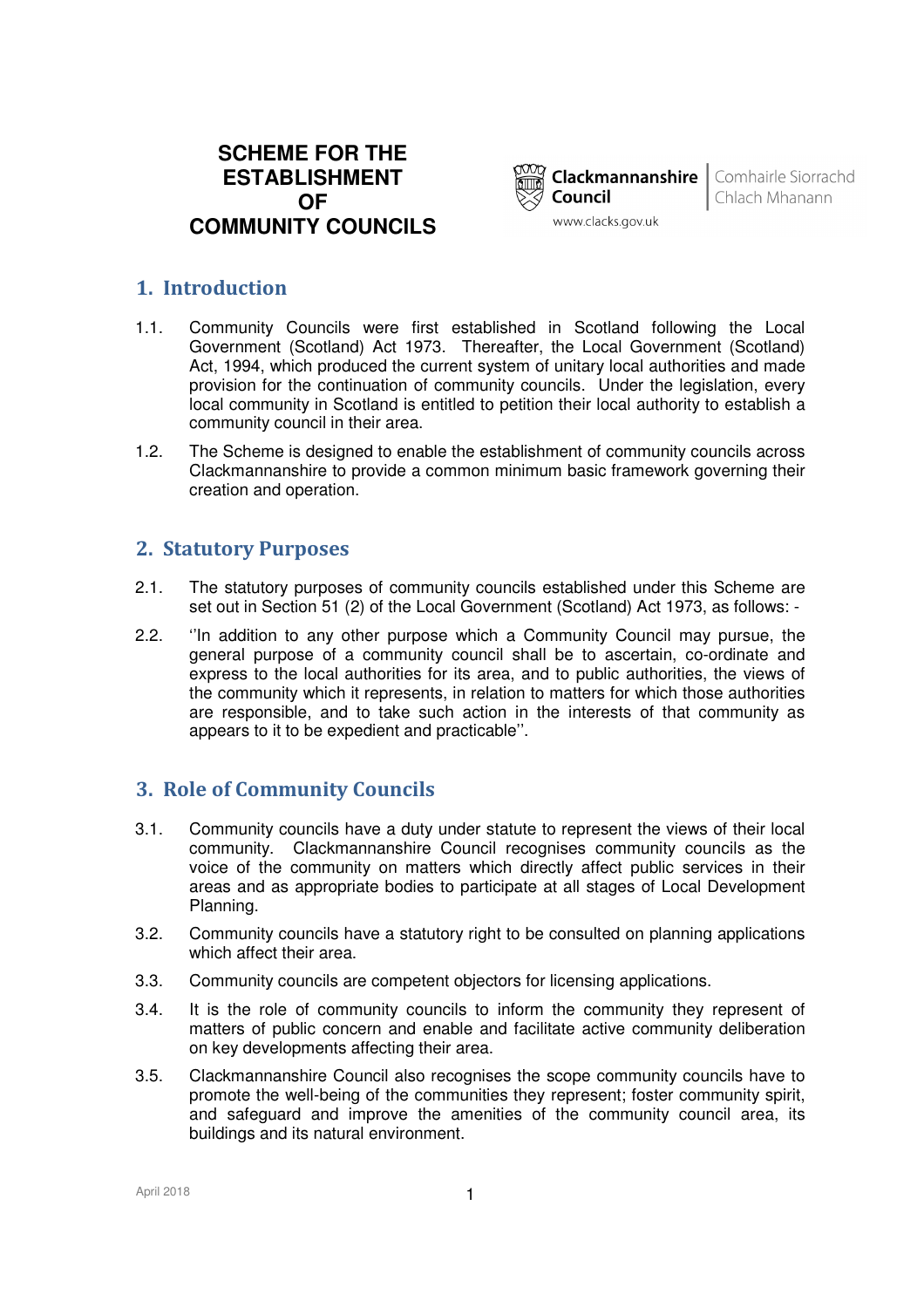# SCHEME FOR THE ESTABLISHMENT OF COMMUNITY COUNCILS

Clackmannanshire Council | Comhairle Siorrachd Chlach Mhanann

www.clacks.gov.uk

## 1. Introduction

1.1. Community Councils were first established in Scotland following the Local Government (Scotland) Act 1973. Thereafter, the Local Government (Scotland) Act, 1994, which produced the current system of unitary local authorities and made provision for the continuation of community councils. Under the legislation, every local community in Scotland is entitled to petition their local authority to establish a community council in their area.

1.2. The Scheme is designed to enable the establishment of community councils across Clackmannanshire to provide a common minimum basic framework governing their creation and operation.

## 2. Statutory Purposes

2.1. The statutory purposes of community councils established under this Scheme are set out in Section 51 (2) of the Local Government (Scotland) Act 1973, as follows: -

2.2. ''In addition to any other purpose which a Community Council may pursue, the general purpose of a community council shall be to ascertain, co-ordinate and express to the local authorities for its area, and to public authorities, the views of the community which it represents, in relation to matters for which those authorities are responsible, and to take such action in the interests of that community as appears to it to be expedient and practicable''.

## 3. Role of Community Councils

3.1. Community councils have a duty under statute to represent the views of their local community. Clackmannanshire Council recognises community councils as the voice of the community on matters which directly affect public services in their areas and as appropriate bodies to participate at all stages of Local Development Planning.

3.2. Community councils have a statutory right to be consulted on planning applications which affect their area.

3.3. Community councils are competent objectors for licensing applications.

3.4. It is the role of community councils to inform the community they represent of matters of public concern and enable and facilitate active community deliberation on key developments affecting their area.

3.5. Clackmannanshire Council also recognises the scope community councils have to promote the well-being of the communities they represent; foster community spirit, and safeguard and improve the amenities of the community council area, its buildings and its natural environment.

April 2018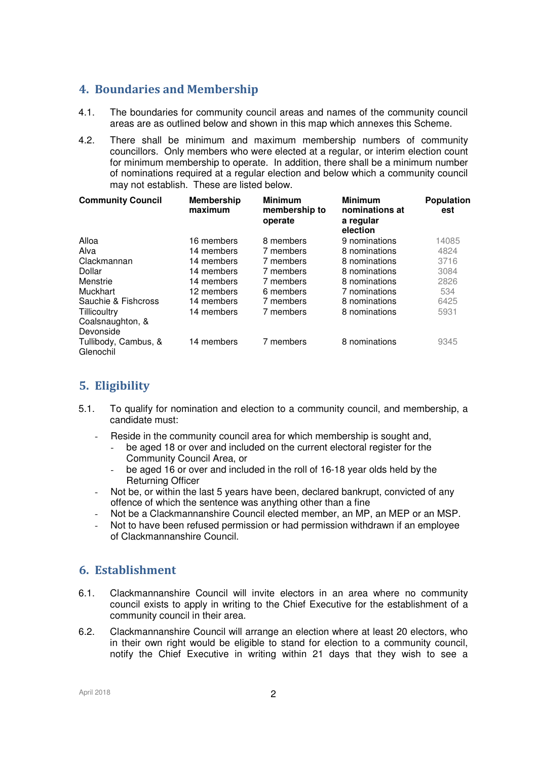## 4. Boundaries and Membership

4.1. The boundaries for community council areas and names of the community council areas are as outlined below and shown in this map which annexes this Scheme.

4.2. There shall be minimum and maximum membership numbers of community councillors. Only members who were elected at a regular, or interim election count for minimum membership to operate. In addition, there shall be a minimum number of nominations required at a regular election and below which a community council may not establish. These are listed below.

| Community Council | Membership maximum | Minimum membership to operate | Minimum nominations at a regular election | Population est |
|---|---|---|---|---|
| Alloa | 16 members | 8 members | 9 nominations | 14085 |
| Alva | 14 members | 7 members | 8 nominations | 4824 |
| Clackmannan | 14 members | 7 members | 8 nominations | 3716 |
| Dollar | 14 members | 7 members | 8 nominations | 3084 |
| Menstrie | 14 members | 7 members | 8 nominations | 2826 |
| Muckhart | 12 members | 6 members | 7 nominations | 534 |
| Sauchie & Fishcross | 14 members | 7 members | 8 nominations | 6425 |
| Tillicoultry Coalsnaughton, & Devonside | 14 members | 7 members | 8 nominations | 5931 |
| Tullibody, Cambus, & Glenochil | 14 members | 7 members | 8 nominations | 9345 |

## 5. Eligibility

5.1. To qualify for nomination and election to a community council, and membership, a candidate must:

- Reside in the community council area for which membership is sought and,
  - be aged 18 or over and included on the current electoral register for the Community Council Area, or
  - be aged 16 or over and included in the roll of 16-18 year olds held by the Returning Officer
- Not be, or within the last 5 years have been, declared bankrupt, convicted of any offence of which the sentence was anything other than a fine
- Not be a Clackmannanshire Council elected member, an MP, an MEP or an MSP.
- Not to have been refused permission or had permission withdrawn if an employee of Clackmannanshire Council.

## 6. Establishment

6.1. Clackmannanshire Council will invite electors in an area where no community council exists to apply in writing to the Chief Executive for the establishment of a community council in their area.

6.2. Clackmannanshire Council will arrange an election where at least 20 electors, who in their own right would be eligible to stand for election to a community council, notify the Chief Executive in writing within 21 days that they wish to see a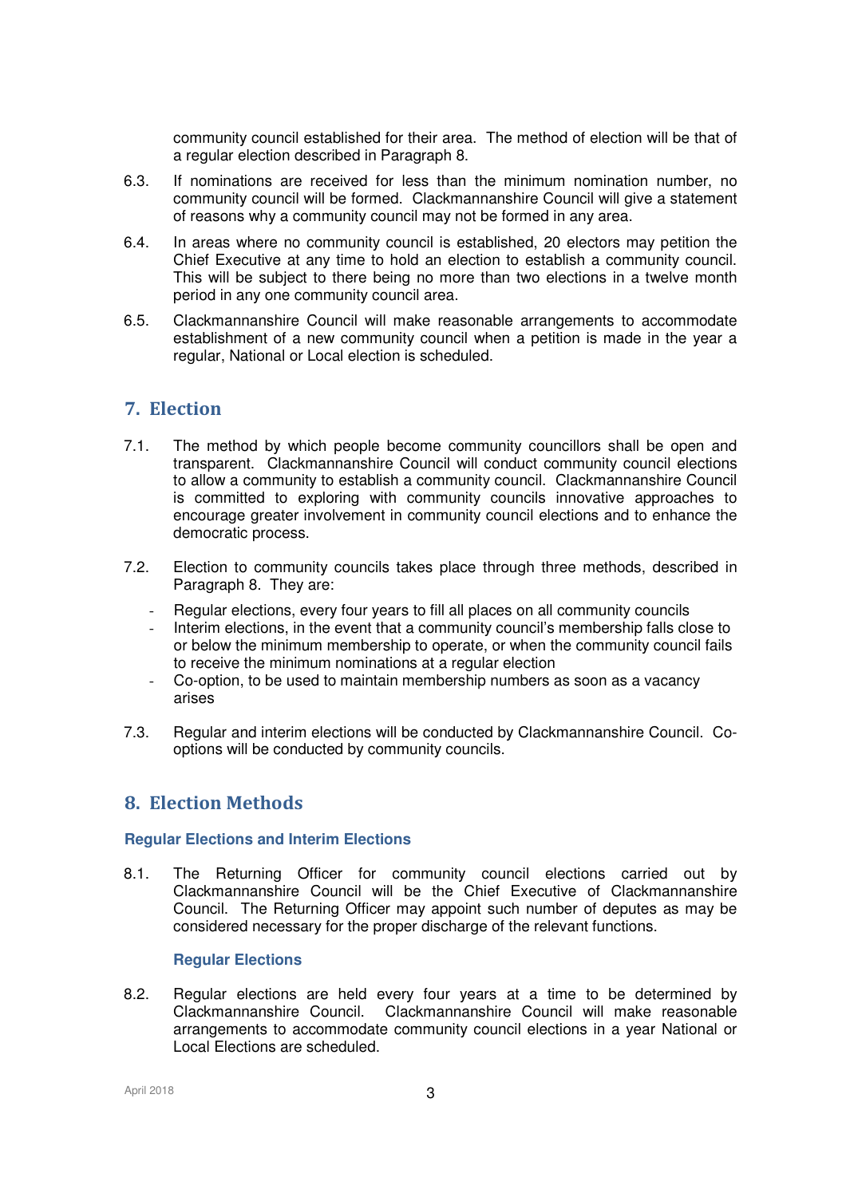community council established for their area. The method of election will be that of a regular election described in Paragraph 8.

6.3. If nominations are received for less than the minimum nomination number, no community council will be formed. Clackmannanshire Council will give a statement of reasons why a community council may not be formed in any area.

6.4. In areas where no community council is established, 20 electors may petition the Chief Executive at any time to hold an election to establish a community council. This will be subject to there being no more than two elections in a twelve month period in any one community council area.

6.5. Clackmannanshire Council will make reasonable arrangements to accommodate establishment of a new community council when a petition is made in the year a regular, National or Local election is scheduled.

## 7. Election

7.1. The method by which people become community councillors shall be open and transparent. Clackmannanshire Council will conduct community council elections to allow a community to establish a community council. Clackmannanshire Council is committed to exploring with community councils innovative approaches to encourage greater involvement in community council elections and to enhance the democratic process.

7.2. Election to community councils takes place through three methods, described in Paragraph 8. They are:

- Regular elections, every four years to fill all places on all community councils
- Interim elections, in the event that a community council's membership falls close to or below the minimum membership to operate, or when the community council fails to receive the minimum nominations at a regular election
- Co-option, to be used to maintain membership numbers as soon as a vacancy arises

7.3. Regular and interim elections will be conducted by Clackmannanshire Council. Co-options will be conducted by community councils.

## 8. Election Methods

### Regular Elections and Interim Elections

8.1. The Returning Officer for community council elections carried out by Clackmannanshire Council will be the Chief Executive of Clackmannanshire Council. The Returning Officer may appoint such number of deputes as may be considered necessary for the proper discharge of the relevant functions.

#### Regular Elections

8.2. Regular elections are held every four years at a time to be determined by Clackmannanshire Council. Clackmannanshire Council will make reasonable arrangements to accommodate community council elections in a year National or Local Elections are scheduled.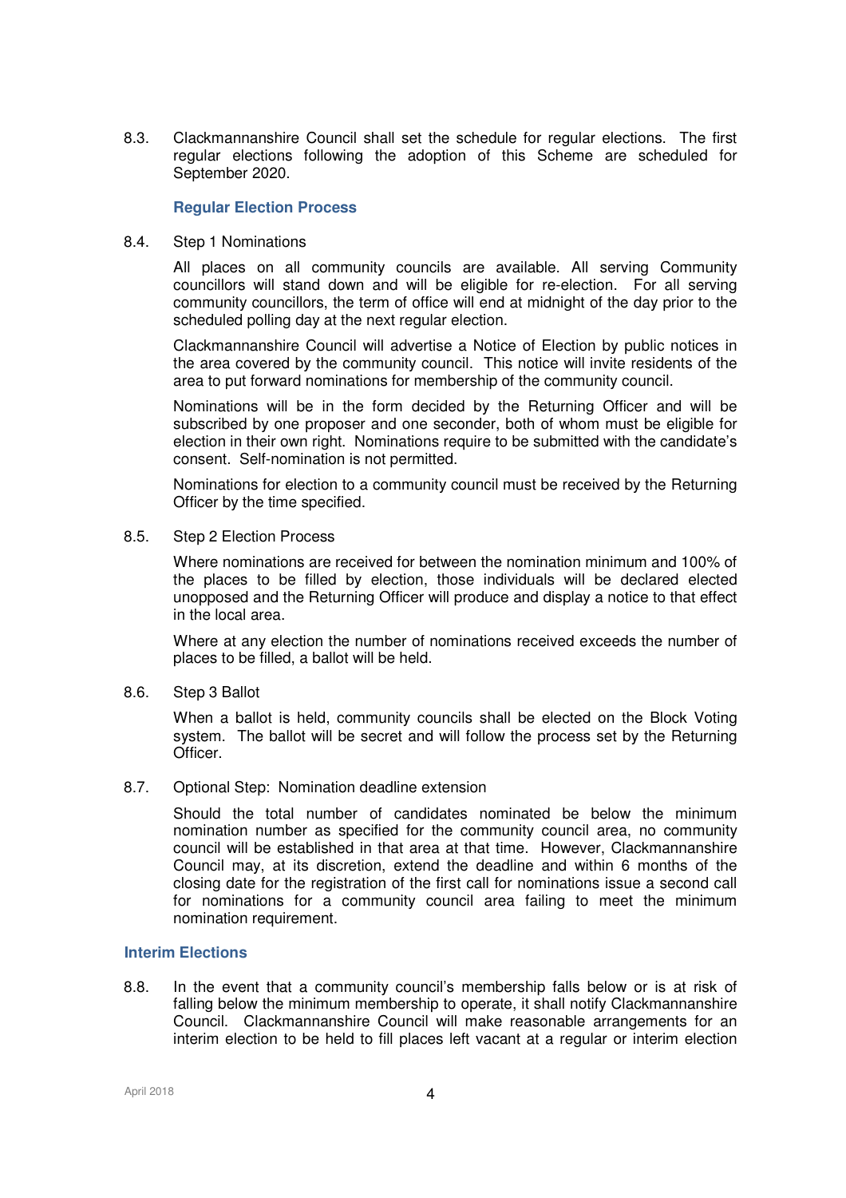8.3. Clackmannanshire Council shall set the schedule for regular elections. The first regular elections following the adoption of this Scheme are scheduled for September 2020.

### Regular Election Process

8.4. Step 1 Nominations

All places on all community councils are available. All serving Community councillors will stand down and will be eligible for re-election. For all serving community councillors, the term of office will end at midnight of the day prior to the scheduled polling day at the next regular election.

Clackmannanshire Council will advertise a Notice of Election by public notices in the area covered by the community council. This notice will invite residents of the area to put forward nominations for membership of the community council.

Nominations will be in the form decided by the Returning Officer and will be subscribed by one proposer and one seconder, both of whom must be eligible for election in their own right. Nominations require to be submitted with the candidate's consent. Self-nomination is not permitted.

Nominations for election to a community council must be received by the Returning Officer by the time specified.

8.5. Step 2 Election Process

Where nominations are received for between the nomination minimum and 100% of the places to be filled by election, those individuals will be declared elected unopposed and the Returning Officer will produce and display a notice to that effect in the local area.

Where at any election the number of nominations received exceeds the number of places to be filled, a ballot will be held.

8.6. Step 3 Ballot

When a ballot is held, community councils shall be elected on the Block Voting system. The ballot will be secret and will follow the process set by the Returning Officer.

8.7. Optional Step: Nomination deadline extension

Should the total number of candidates nominated be below the minimum nomination number as specified for the community council area, no community council will be established in that area at that time. However, Clackmannanshire Council may, at its discretion, extend the deadline and within 6 months of the closing date for the registration of the first call for nominations issue a second call for nominations for a community council area failing to meet the minimum nomination requirement.

### Interim Elections

8.8. In the event that a community council's membership falls below or is at risk of falling below the minimum membership to operate, it shall notify Clackmannanshire Council. Clackmannanshire Council will make reasonable arrangements for an interim election to be held to fill places left vacant at a regular or interim election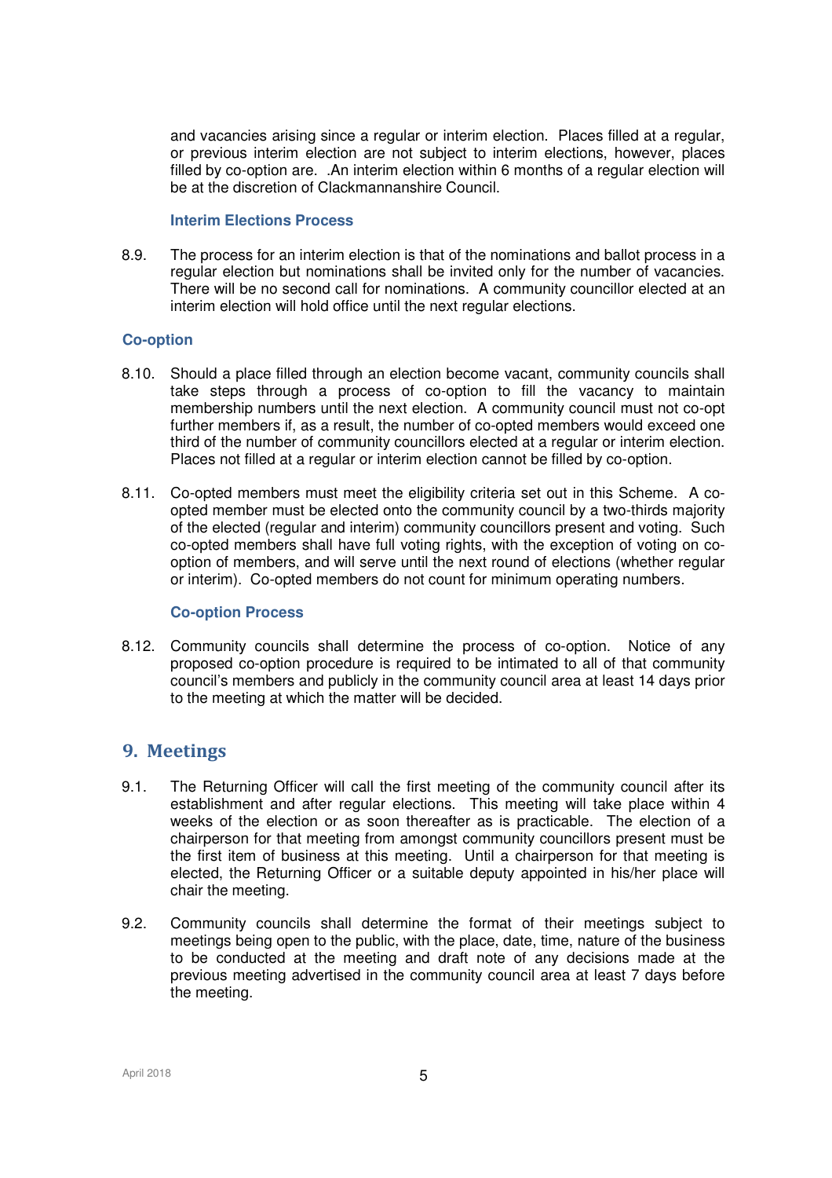and vacancies arising since a regular or interim election. Places filled at a regular, or previous interim election are not subject to interim elections, however, places filled by co-option are. .An interim election within 6 months of a regular election will be at the discretion of Clackmannanshire Council.

#### Interim Elections Process

8.9. The process for an interim election is that of the nominations and ballot process in a regular election but nominations shall be invited only for the number of vacancies. There will be no second call for nominations. A community councillor elected at an interim election will hold office until the next regular elections.

### Co-option

8.10. Should a place filled through an election become vacant, community councils shall take steps through a process of co-option to fill the vacancy to maintain membership numbers until the next election. A community council must not co-opt further members if, as a result, the number of co-opted members would exceed one third of the number of community councillors elected at a regular or interim election. Places not filled at a regular or interim election cannot be filled by co-option.

8.11. Co-opted members must meet the eligibility criteria set out in this Scheme. A co-opted member must be elected onto the community council by a two-thirds majority of the elected (regular and interim) community councillors present and voting. Such co-opted members shall have full voting rights, with the exception of voting on co-option of members, and will serve until the next round of elections (whether regular or interim). Co-opted members do not count for minimum operating numbers.

#### Co-option Process

8.12. Community councils shall determine the process of co-option. Notice of any proposed co-option procedure is required to be intimated to all of that community council's members and publicly in the community council area at least 14 days prior to the meeting at which the matter will be decided.

## 9. Meetings

9.1. The Returning Officer will call the first meeting of the community council after its establishment and after regular elections. This meeting will take place within 4 weeks of the election or as soon thereafter as is practicable. The election of a chairperson for that meeting from amongst community councillors present must be the first item of business at this meeting. Until a chairperson for that meeting is elected, the Returning Officer or a suitable deputy appointed in his/her place will chair the meeting.

9.2. Community councils shall determine the format of their meetings subject to meetings being open to the public, with the place, date, time, nature of the business to be conducted at the meeting and draft note of any decisions made at the previous meeting advertised in the community council area at least 7 days before the meeting.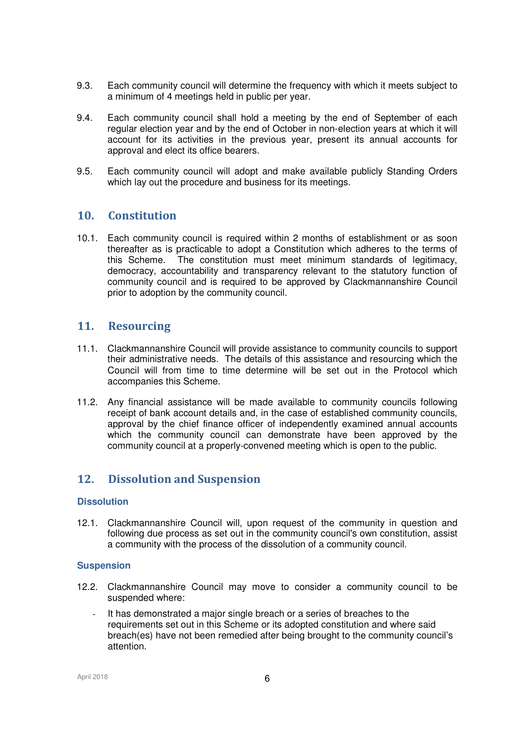9.3. Each community council will determine the frequency with which it meets subject to a minimum of 4 meetings held in public per year.

9.4. Each community council shall hold a meeting by the end of September of each regular election year and by the end of October in non-election years at which it will account for its activities in the previous year, present its annual accounts for approval and elect its office bearers.

9.5. Each community council will adopt and make available publicly Standing Orders which lay out the procedure and business for its meetings.

## 10. Constitution

10.1. Each community council is required within 2 months of establishment or as soon thereafter as is practicable to adopt a Constitution which adheres to the terms of this Scheme. The constitution must meet minimum standards of legitimacy, democracy, accountability and transparency relevant to the statutory function of community council and is required to be approved by Clackmannanshire Council prior to adoption by the community council.

## 11. Resourcing

11.1. Clackmannanshire Council will provide assistance to community councils to support their administrative needs. The details of this assistance and resourcing which the Council will from time to time determine will be set out in the Protocol which accompanies this Scheme.

11.2. Any financial assistance will be made available to community councils following receipt of bank account details and, in the case of established community councils, approval by the chief finance officer of independently examined annual accounts which the community council can demonstrate have been approved by the community council at a properly-convened meeting which is open to the public.

## 12. Dissolution and Suspension

### Dissolution

12.1. Clackmannanshire Council will, upon request of the community in question and following due process as set out in the community council's own constitution, assist a community with the process of the dissolution of a community council.

### Suspension

12.2. Clackmannanshire Council may move to consider a community council to be suspended where:

- It has demonstrated a major single breach or a series of breaches to the requirements set out in this Scheme or its adopted constitution and where said breach(es) have not been remedied after being brought to the community council's attention.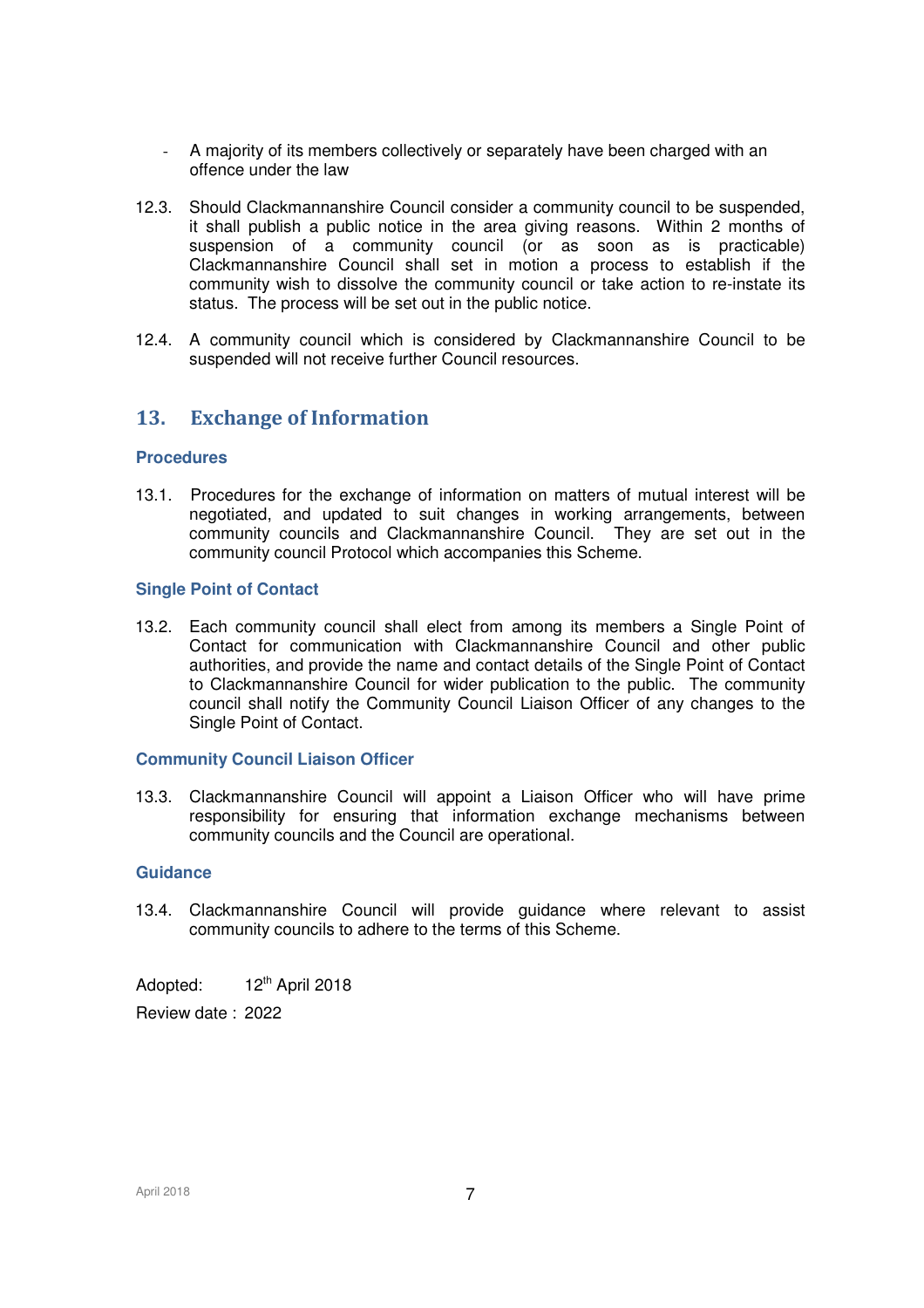- A majority of its members collectively or separately have been charged with an offence under the law

12.3. Should Clackmannanshire Council consider a community council to be suspended, it shall publish a public notice in the area giving reasons. Within 2 months of suspension of a community council (or as soon as is practicable) Clackmannanshire Council shall set in motion a process to establish if the community wish to dissolve the community council or take action to re-instate its status. The process will be set out in the public notice.

12.4. A community council which is considered by Clackmannanshire Council to be suspended will not receive further Council resources.

## 13. Exchange of Information

### Procedures

13.1. Procedures for the exchange of information on matters of mutual interest will be negotiated, and updated to suit changes in working arrangements, between community councils and Clackmannanshire Council. They are set out in the community council Protocol which accompanies this Scheme.

### Single Point of Contact

13.2. Each community council shall elect from among its members a Single Point of Contact for communication with Clackmannanshire Council and other public authorities, and provide the name and contact details of the Single Point of Contact to Clackmannanshire Council for wider publication to the public. The community council shall notify the Community Council Liaison Officer of any changes to the Single Point of Contact.

### Community Council Liaison Officer

13.3. Clackmannanshire Council will appoint a Liaison Officer who will have prime responsibility for ensuring that information exchange mechanisms between community councils and the Council are operational.

### Guidance

13.4. Clackmannanshire Council will provide guidance where relevant to assist community councils to adhere to the terms of this Scheme.

Adopted: 12th April 2018

Review date : 2022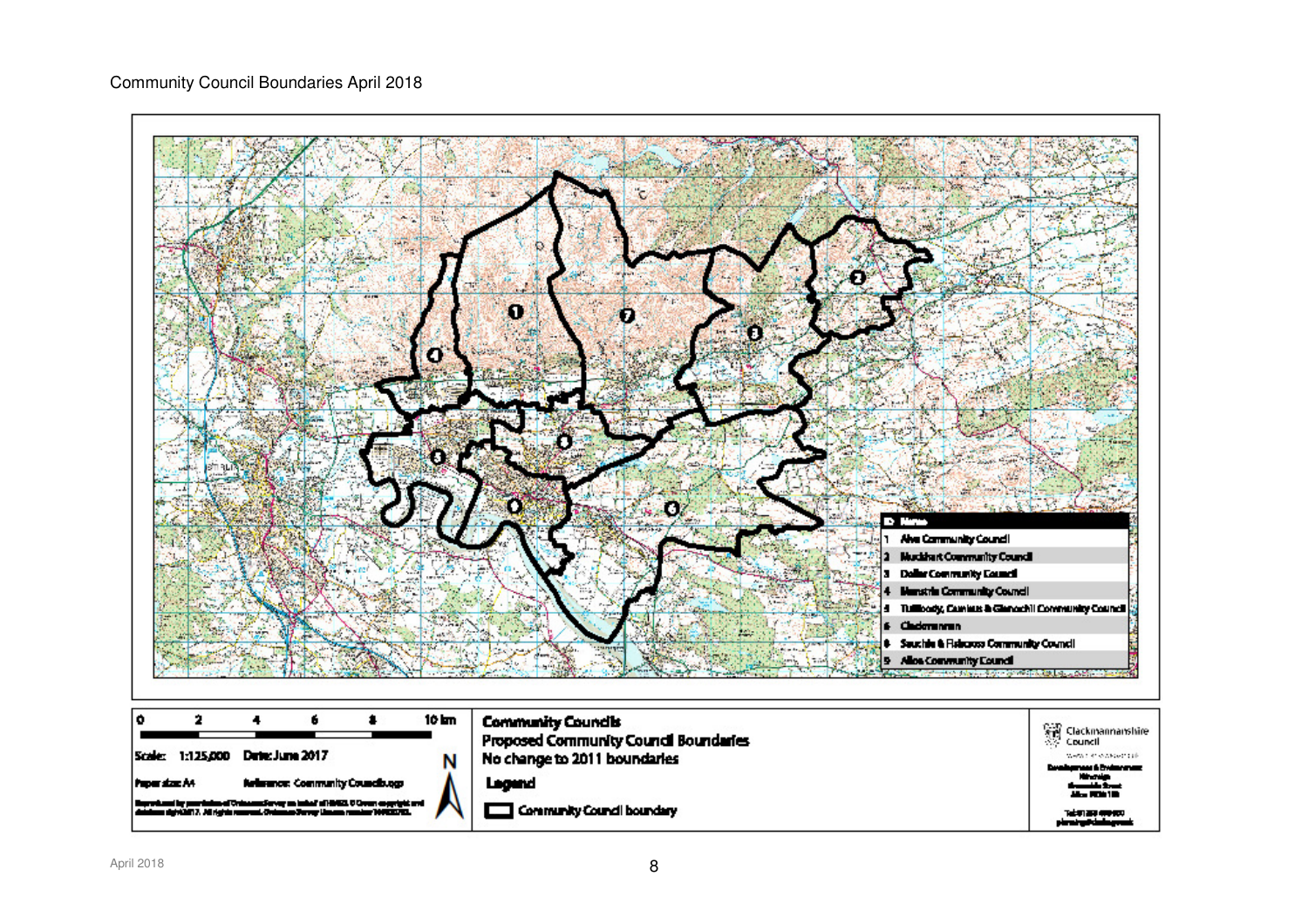Community Council Boundaries April 2018

| ID | Name |
|---|---|
| 1 | Alva Community Council |
| 2 | Muckhart Community Council |
| 3 | Dollar Community Council |
| 4 | Menstrie Community Council |
| 5 | Tullibody, Cambus & Glenochil Community Council |
| 6 | Clackmannan |
| 8 | Sauchie & Fishcross Community Council |
| 9 | Alloa Community Council |

0 2 4 6 8 10 km

Scale: 1:125,000 Date: June 2017

Paper size: A4 Reference: Community Councils.qgs

Reproduced by permission of Ordnance Survey on behalf of HMSO. © Crown copyright and database right 2017. All rights reserved. Ordnance Survey Licence number 100020783.

**Community Councils**

**Proposed Community Council Boundaries**

**No change to 2011 boundaries**

**Legend**

Community Council boundary

Clackmannanshire Council

Development & Environment
Kilncraigs
Greenside Street
Alloa FK10 1EB

Tel: 01259 450000
planning@clacks.gov.uk